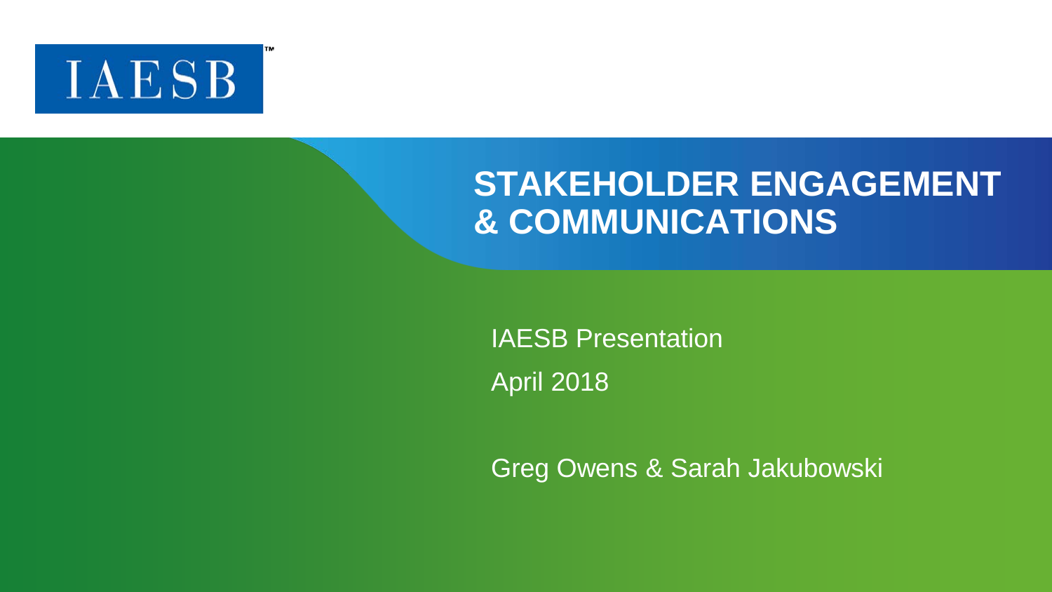IAESB™

# STAKEHOLDER ENGAGEMENT & COMMUNICATIONS

IAESB Presentation

April 2018

Greg Owens & Sarah Jakubowski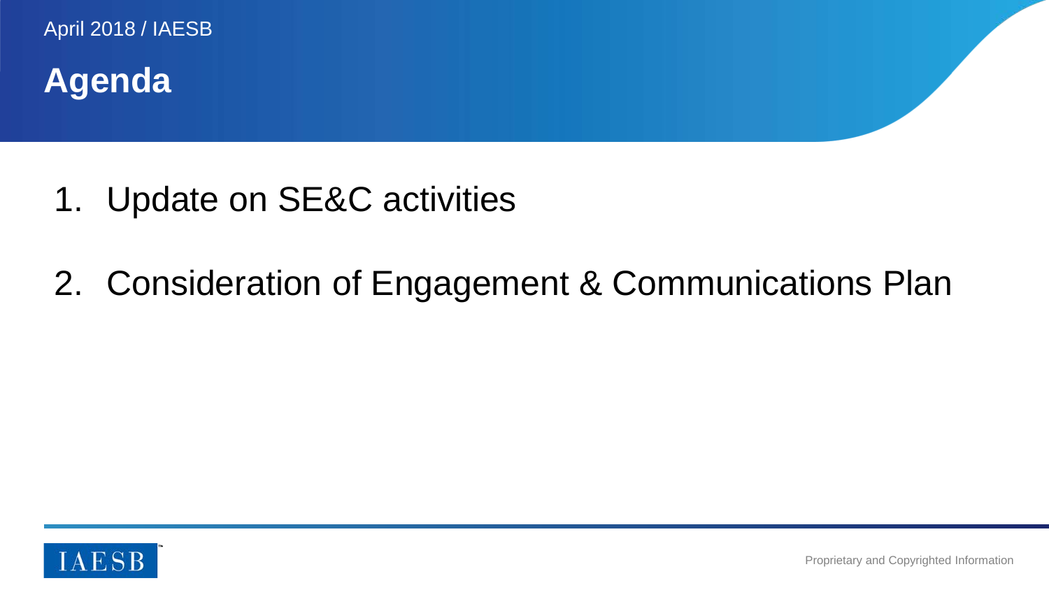# Agenda

1. Update on SE&C activities
2. Consideration of Engagement & Communications Plan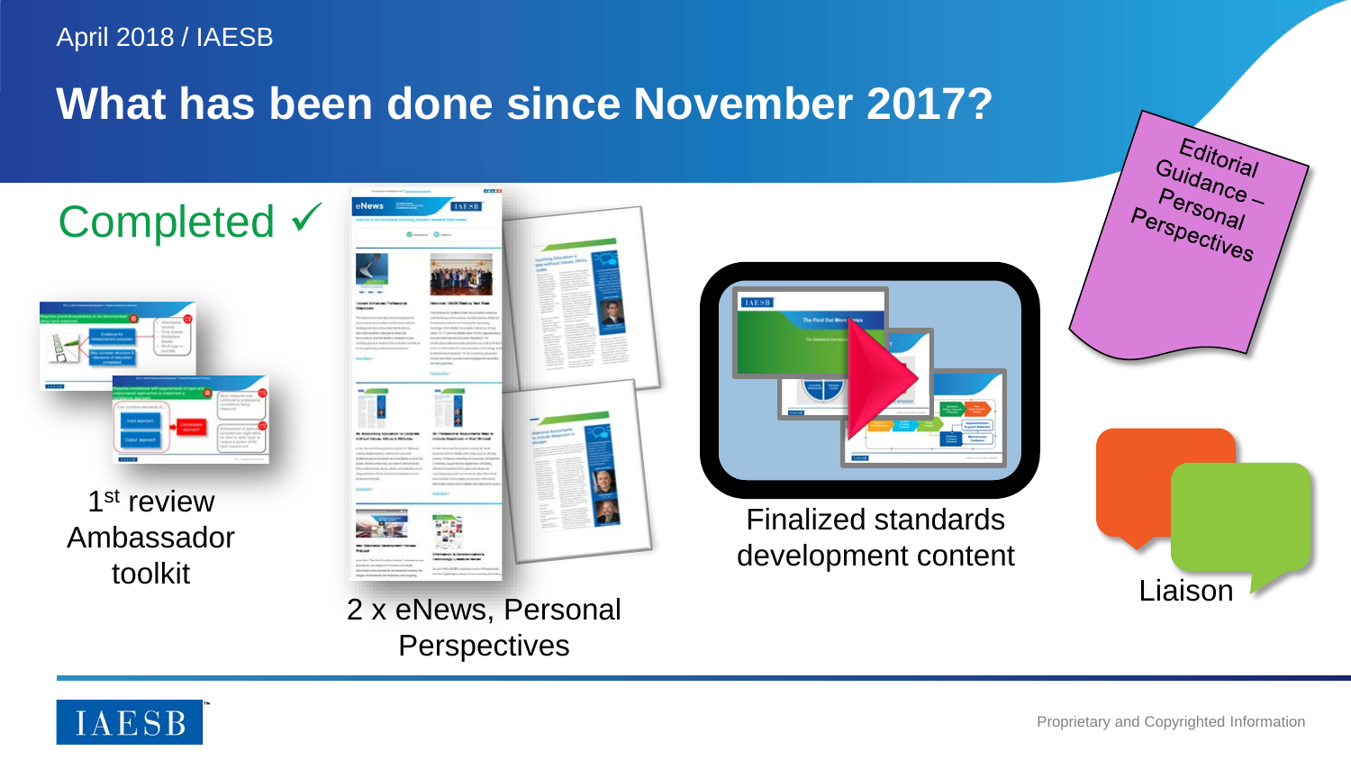April 2018 / IAESB

# What has been done since November 2017?

## Completed ✓

1st review Ambassador toolkit

2 x eNews, Personal Perspectives

Finalized standards development content

Editorial Guidance – Personal Perspectives

Liaison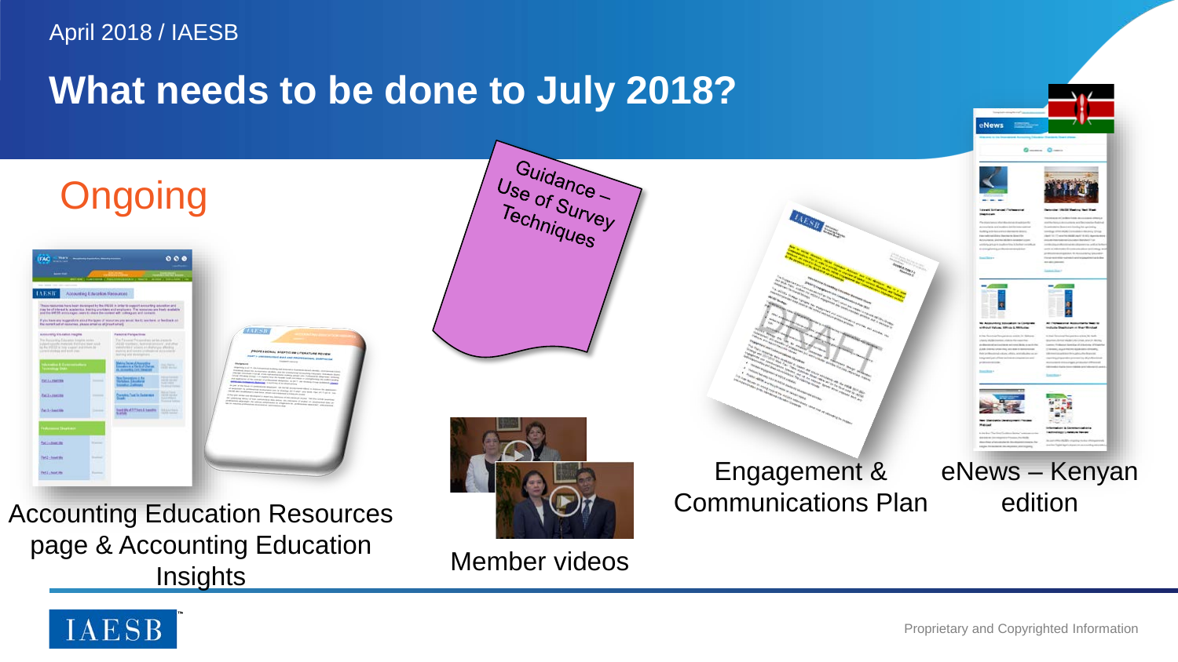April 2018 / IAESB

# What needs to be done to July 2018?

## Ongoing

Guidance – Use of Survey Techniques

Accounting Education Resources page & Accounting Education Insights

Member videos

Engagement & Communications Plan

eNews – Kenyan edition

Proprietary and Copyrighted Information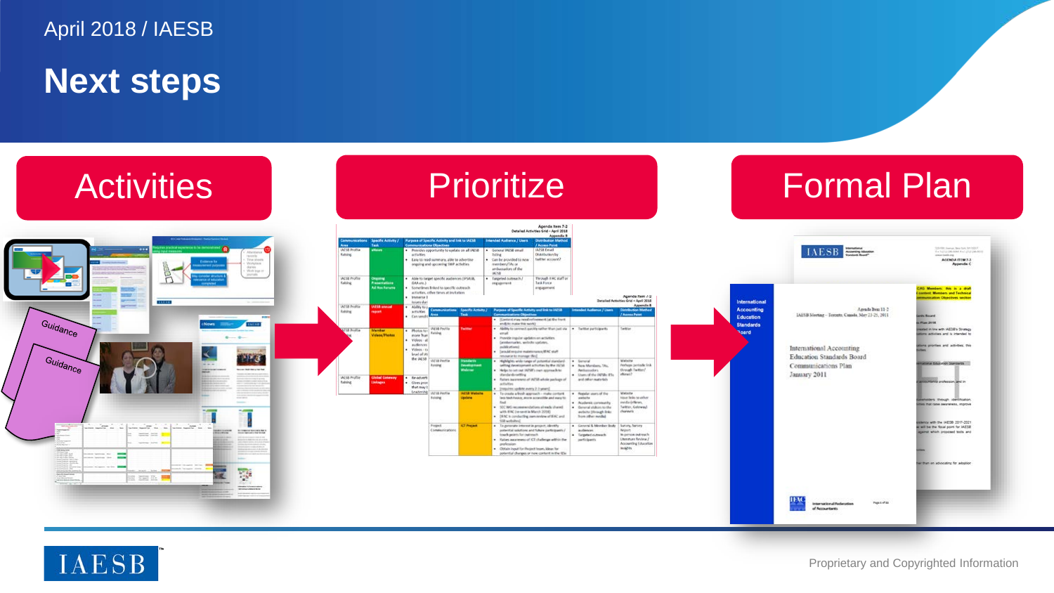April 2018 / IAESB

# Next steps

**Activities** → **Prioritize** → **Formal Plan**

Proprietary and Copyrighted Information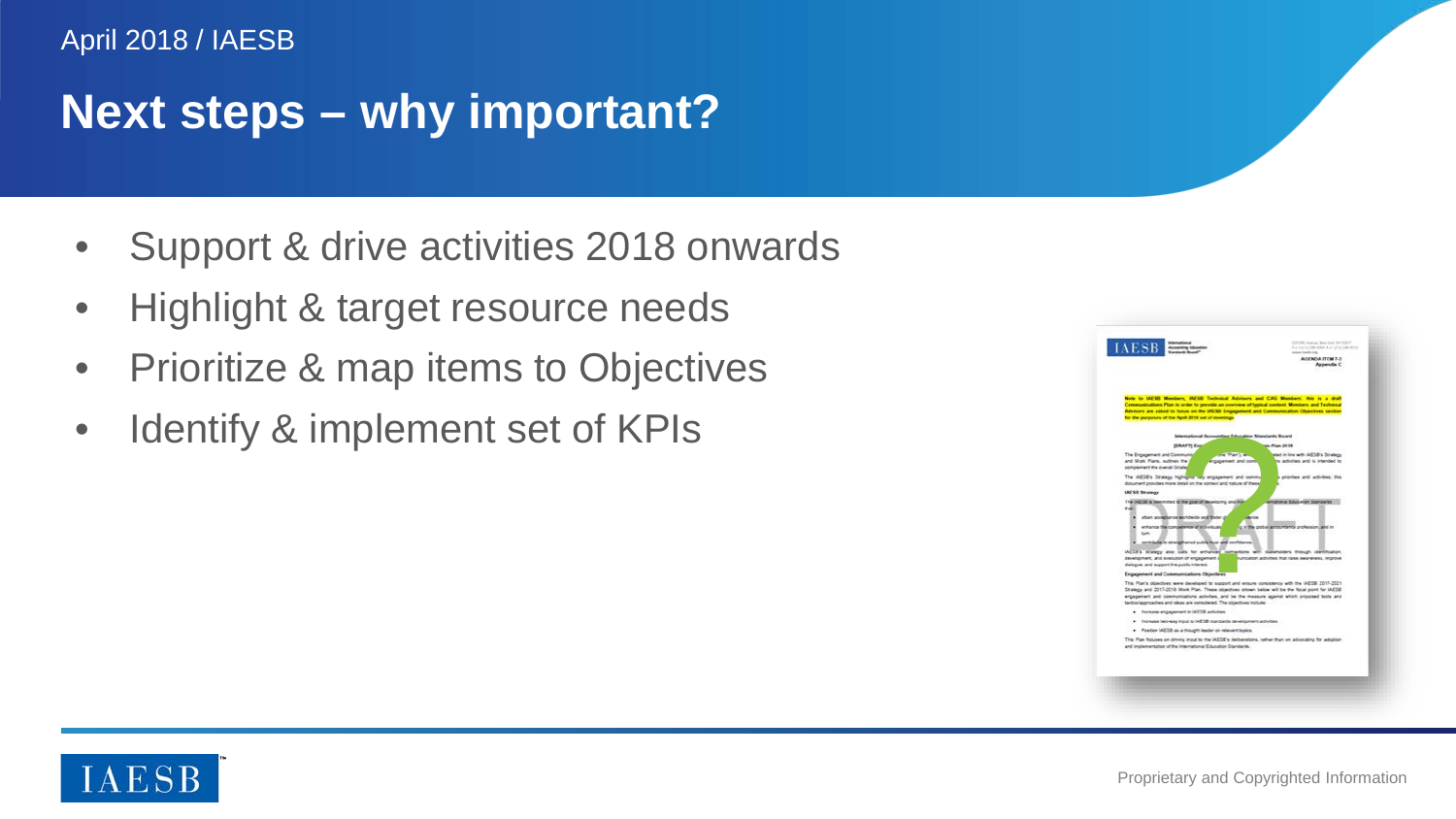April 2018 / IAESB

# Next steps – why important?

- Support & drive activities 2018 onwards
- Highlight & target resource needs
- Prioritize & map items to Objectives
- Identify & implement set of KPIs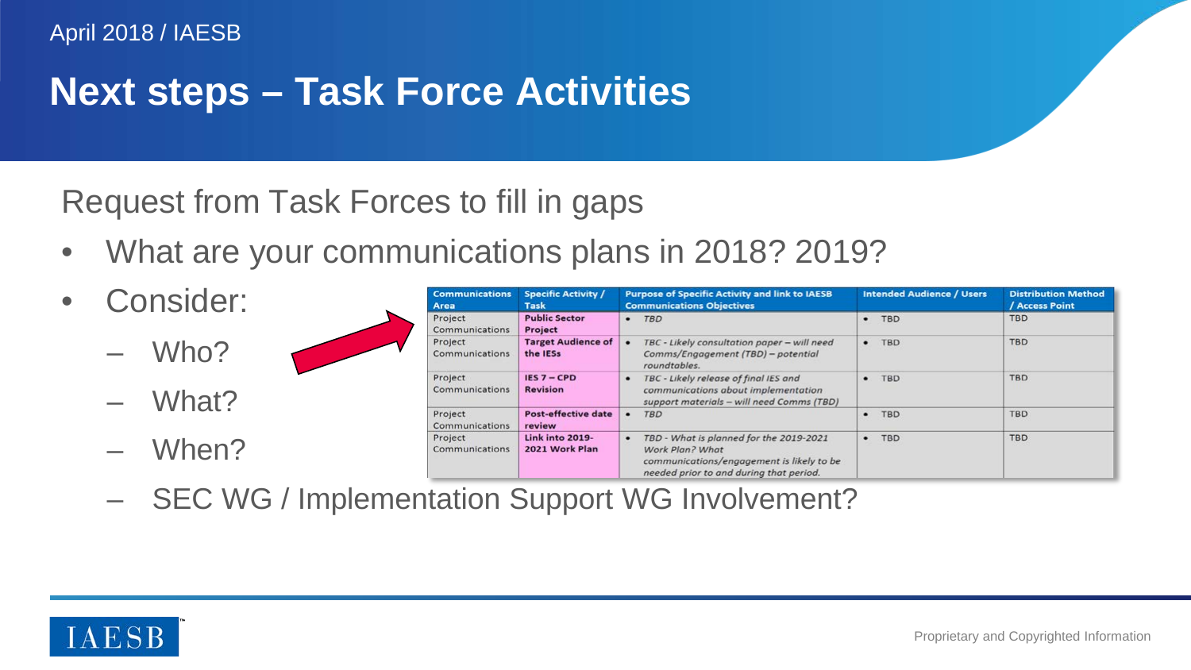April 2018 / IAESB

# Next steps – Task Force Activities

Request from Task Forces to fill in gaps

- What are your communications plans in 2018? 2019?
- Consider:
  - Who?
  - What?
  - When?
  - SEC WG / Implementation Support WG Involvement?

| Communications Area | Specific Activity / Task | Purpose of Specific Activity and link to IAESB Communications Objectives | Intended Audience / Users | Distribution Method / Access Point |
|---|---|---|---|---|
| Project Communications | **Public Sector Project** | • *TBD* | • TBD | TBD |
| Project Communications | **Target Audience of the IESs** | • *TBC - Likely consultation paper – will need Comms/Engagement (TBD) – potential roundtables.* | • TBD | TBD |
| Project Communications | **IES 7 – CPD Revision** | • *TBC - Likely release of final IES and communications about implementation support materials – will need Comms (TBD)* | • TBD | TBD |
| Project Communications | **Post-effective date review** | • *TBD* | • TBD | TBD |
| Project Communications | **Link into 2019-2021 Work Plan** | • *TBD - What is planned for the 2019-2021 Work Plan? What communications/engagement is likely to be needed prior to and during that period.* | • TBD | TBD |

Proprietary and Copyrighted Information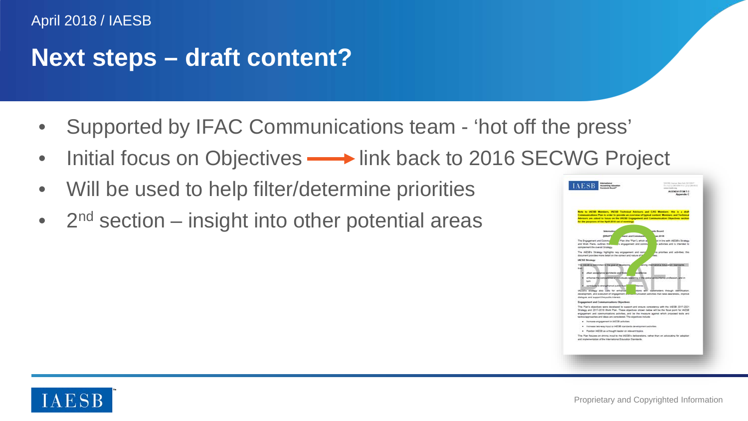# Next steps – draft content?

- Supported by IFAC Communications team - 'hot off the press'
- Initial focus on Objectives → link back to 2016 SECWG Project
- Will be used to help filter/determine priorities
- 2nd section – insight into other potential areas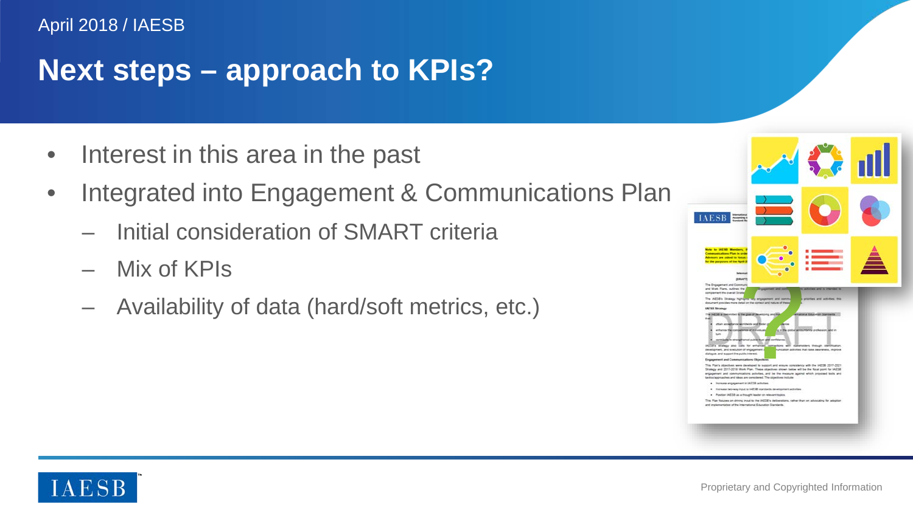April 2018 / IAESB

# Next steps – approach to KPIs?

- Interest in this area in the past
- Integrated into Engagement & Communications Plan
  - Initial consideration of SMART criteria
  - Mix of KPIs
  - Availability of data (hard/soft metrics, etc.)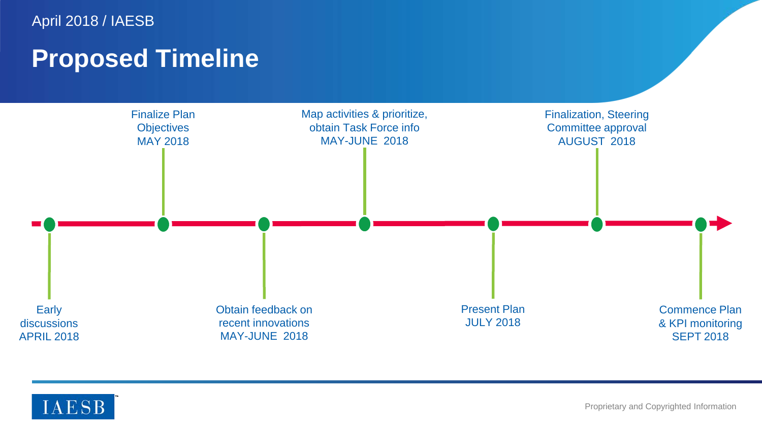April 2018 / IAESB

# Proposed Timeline

- Early discussions
  APRIL 2018
- Finalize Plan Objectives
  MAY 2018
- Obtain feedback on recent innovations
  MAY-JUNE 2018
- Map activities & prioritize, obtain Task Force info
  MAY-JUNE 2018
- Present Plan
  JULY 2018
- Finalization, Steering Committee approval
  AUGUST 2018
- Commence Plan & KPI monitoring
  SEPT 2018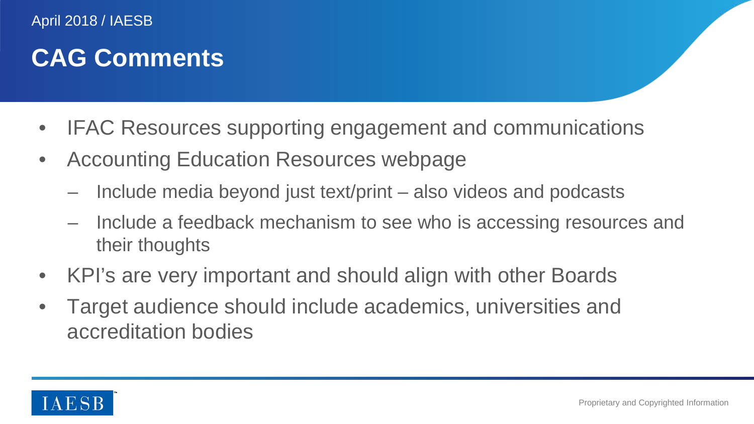# CAG Comments

- IFAC Resources supporting engagement and communications
- Accounting Education Resources webpage
  - Include media beyond just text/print – also videos and podcasts
  - Include a feedback mechanism to see who is accessing resources and their thoughts
- KPI's are very important and should align with other Boards
- Target audience should include academics, universities and accreditation bodies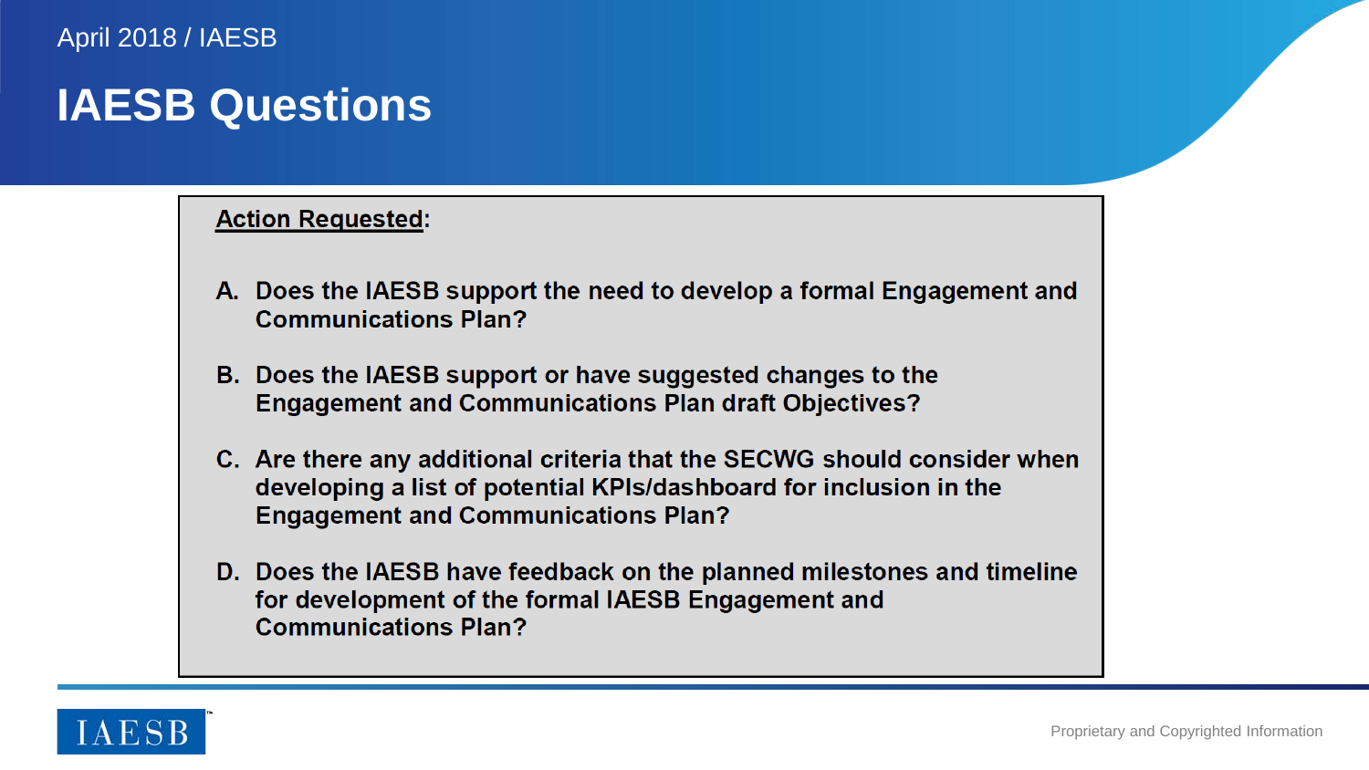April 2018 / IAESB

# IAESB Questions

**Action Requested:**

A. Does the IAESB support the need to develop a formal Engagement and Communications Plan?

B. Does the IAESB support or have suggested changes to the Engagement and Communications Plan draft Objectives?

C. Are there any additional criteria that the SECWG should consider when developing a list of potential KPIs/dashboard for inclusion in the Engagement and Communications Plan?

D. Does the IAESB have feedback on the planned milestones and timeline for development of the formal IAESB Engagement and Communications Plan?